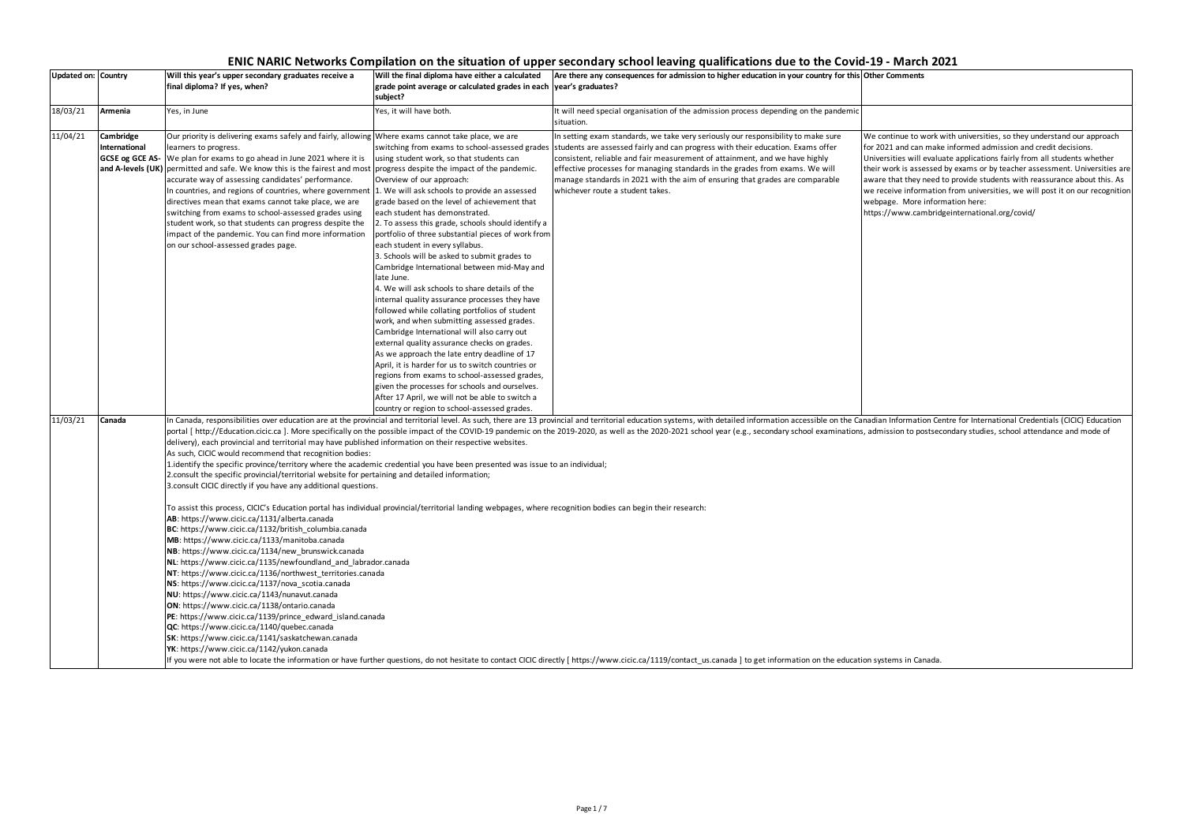# ENIC NARIC Networks Compilation on the situation of upper secondary school leaving qualifications due to the Covid-19 - March 2021

| Updated on: | Country | Will this year's upper secondary graduates receive a final diploma? If yes, when? | Will the final diploma have either a calculated grade point average or calculated grades in each subject? | Are there any consequences for admission to higher education in your country for this year's graduates? | Other Comments |
|---|---|---|---|---|---|
| 18/03/21 | **Armenia** | Yes, in June | Yes, it will have both. | It will need special organisation of the admission process depending on the pandemic situation. | |
| 11/04/21 | **Cambridge International GCSE og GCE AS- and A-levels (UK)** | Our priority is delivering exams safely and fairly, allowing learners to progress.<br>We plan for exams to go ahead in June 2021 where it is permitted and safe. We know this is the fairest and most accurate way of assessing candidates' performance.<br>In countries, and regions of countries, where government directives mean that exams cannot take place, we are switching from exams to school-assessed grades using student work, so that students can progress despite the impact of the pandemic. You can find more information on our school-assessed grades page. | Where exams cannot take place, we are switching from exams to school-assessed grades using student work, so that students can progress despite the impact of the pandemic.<br>Overview of our approach:<br>1. We will ask schools to provide an assessed grade based on the level of achievement that each student has demonstrated.<br>2. To assess this grade, schools should identify a portfolio of three substantial pieces of work from each student in every syllabus.<br>3. Schools will be asked to submit grades to Cambridge International between mid-May and late June.<br>4. We will ask schools to share details of the internal quality assurance processes they have followed while collating portfolios of student work, and when submitting assessed grades. Cambridge International will also carry out external quality assurance checks on grades.<br>As we approach the late entry deadline of 17 April, it is harder for us to switch countries or regions from exams to school-assessed grades, given the processes for schools and ourselves. After 17 April, we will not be able to switch a country or region to school-assessed grades. | In setting exam standards, we take very seriously our responsibility to make sure students are assessed fairly and can progress with their education. Exams offer consistent, reliable and fair measurement of attainment, and we have highly effective processes for managing standards in the grades from exams. We will manage standards in 2021 with the aim of ensuring that grades are comparable whichever route a student takes. | We continue to work with universities, so they understand our approach for 2021 and can make informed admission and credit decisions. Universities will evaluate applications fairly from all students whether their work is assessed by exams or by teacher assessment. Universities are aware that they need to provide students with reassurance about this. As we receive information from universities, we will post it on our recognition webpage. More information here:<br>https://www.cambridgeinternational.org/covid/ |
| 11/03/21 | **Canada** | In Canada, responsibilities over education are at the provincial and territorial level. As such, there are 13 provincial and territorial education systems, with detailed information accessible on the Canadian Information Centre for International Credentials (CICIC) Education portal [ http://Education.cicic.ca ]. More specifically on the possible impact of the COVID-19 pandemic on the 2019-2020, as well as the 2020-2021 school year (e.g., secondary school examinations, admission to postsecondary studies, school attendance and mode of delivery), each provincial and territorial may have published information on their respective websites.<br>As such, CICIC would recommend that recognition bodies:<br>1.identify the specific province/territory where the academic credential you have been presented was issue to an individual;<br>2.consult the specific provincial/territorial website for pertaining and detailed information;<br>3.consult CICIC directly if you have any additional questions.<br><br>To assist this process, CICIC's Education portal has individual provincial/territorial landing webpages, where recognition bodies can begin their research:<br>**AB**: https://www.cicic.ca/1131/alberta.canada<br>**BC**: https://www.cicic.ca/1132/british_columbia.canada<br>**MB**: https://www.cicic.ca/1133/manitoba.canada<br>**NB**: https://www.cicic.ca/1134/new_brunswick.canada<br>**NL**: https://www.cicic.ca/1135/newfoundland_and_labrador.canada<br>**NT**: https://www.cicic.ca/1136/northwest_territories.canada<br>**NS**: https://www.cicic.ca/1137/nova_scotia.canada<br>**NU**: https://www.cicic.ca/1143/nunavut.canada<br>**ON**: https://www.cicic.ca/1138/ontario.canada<br>**PE**: https://www.cicic.ca/1139/prince_edward_island.canada<br>**QC**: https://www.cicic.ca/1140/quebec.canada<br>**SK**: https://www.cicic.ca/1141/saskatchewan.canada<br>**YK**: https://www.cicic.ca/1142/yukon.canada<br>If you were not able to locate the information or have further questions, do not hesitate to contact CICIC directly [ https://www.cicic.ca/1119/contact_us.canada ] to get information on the education systems in Canada. | | | |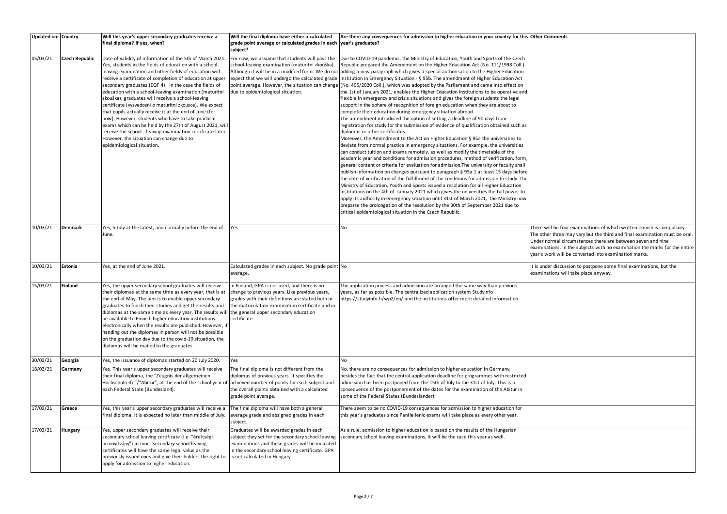| Updated on: | Country | Will this year's upper secondary graduates receive a final diploma? If yes, when? | Will the final diploma have either a calculated grade point average or calculated grades in each subject? | Are there any consequences for admission to higher education in your country for this year's graduates? | Other Comments |
|---|---|---|---|---|---|
| 05/03/21 | **Czech Republic** | Date of validity of information of the 5th of March 2021. Yes, students in the fields of education with a school-leaving examination and other fields of education will receive a certificate of completion of education at upper secondary graduates (EQF 4). In the case the fields of education with a school-leaving examination (maturitní zkouška), graduates will receive a school-leaving certificate (vysvedceni o maturitní zkousce). We expect that pupils actually receive it at the end of June (for now), However, students who have to take practical exams which can be held by the 27th of August 2021, will receive the school - leaving examination certificate later. However, the situation can change due to epidemiological situation. | For now, we assume that students will pass the school-leaving examination (maturitní zkouška). Although it will be in a modified form. We do not expect that we will undergo the calculated grade point average. However, the situation can change due to epidemiological situation. | Due to COVID-19 pandemic, the Ministry of Education, Youth and Sports of the Czech Republic prepared the Amendment on the Higher Education Act (No. 111/1998 Coll.) adding a new paragraph which gives a special authorisation to the Higher Education Institution in Emergency Situation - § 95b. The amendment of Higher Education Act (No. 495/2020 Coll.), which was adopted by the Parliament and came into effect on the 1st of January 2021, enables the Higher Education Institutions to be operative and flexible in emergency and crisis situations and gives the foreign students the legal support in the sphere of recognition of foreign education when they are about to complete their education during emergency situation abroad.<br>The amendment introduced the option of setting a deadline of 90 days from registration for study for the submission of evidence of qualification obtained such as diplomas or other certificates.<br>Moreover, the Amendment to the Act on Higher Education § 95a the universities to deviate from normal practice in emergency situations. For example, the universities can conduct tuition and exams remotely, as well as modify the timetable of the academic year and conditions for admission procedures, method of verification, form, general content or criteria for evaluation for admission.The university or faculty shall publish information on changes pursuant to paragraph § 95a 1 at least 15 days before the date of verification of the fulfillment of the conditions for admission to study. The Ministry of Education, Youth and Sports issued a resolution for all Higher Education Institutions on the 4th of January 2021 which gives the universities the full power to apply its authority in emergency situation until 31st of March 2021, the Ministry now preparse the prolongation of the resolution by the 30th of September 2021 due to critical epidemiological situation in the Czech Republic. | |
| 10/03/21 | **Denmark** | Yes, 5 July at the latest, and normally before the end of June. | Yes | No | There will be four examinations of which written Danish is compulsory. The other three may vary but the third and final examination must be oral. Under normal circumstances there are between seven and nine examinations. In the subjects with no examination the marks for the entire year's work will be converted into examination marks. |
| 10/03/21 | **Estonia** | Yes, at the end of June 2021. | Calculated grades in each subject. No grade point average. | No | It is under discussion to postpone some final examinations, but the examinations will take place anyway. |
| 15/03/21 | **Finland** | Yes, the upper secondary school graduates will receive their diplomas at the same time as every year, that is at the end of May. The aim is to enable upper secondary graduates to finish their studies and get the results and diplomas at the same time as every year. The results will be available to Finnish higher education institutions electronically when the results are published. However, if handing out the diplomas in person will not be possible on the graduation day due to the covid-19 situation, the diplomas will be mailed to the graduates. | In Finland, GPA is not used, and there is no change to previous years. Like previous years, grades with their definitions are stated both in the matriculation examination certificate and in the general upper secondary education certificate. | The application process and admission are arranged the same way than previous years, as far as possible. The centralized application system Studyinfo https://studyinfo.fi/wp2/en/ and the institutions offer more detailed information. | |
| 30/03/21 | **Georgia** | Yes, the issuance of diplomas started on 20 July 2020. | Yes | No | |
| 18/03/21 | **Germany** | Yes. This year's upper secondary graduates will receive their final diploma, the "Zeugnis der allgemeinen Hochschulreife"/"Abitur", at the end of the school year of each Federal State (Bundesland). | The final diploma is not different from the diplomas of previous years. It specifies the achieved number of points for each subject and the overall points obtained with a calculated grade point average. | No, there are no consequences for admission to higher education in Germany, besides the fact that the central application deadline for programmes with restricted admission has been postponed from the 15th of July to the 31st of July. This is a consequence of the postponement of the dates for the examination of the Abitur in some of the Federal States (Bundesländer). | |
| 17/03/21 | **Greece** | Yes, this year's upper secondary graduates will receive a final diploma. It is expected no later than middle of July. | The final diploma will have both a general average grade and assigned grades in each subject. | There seem to be no COVID-19 consequences for admission to higher education for this year's graduates since PanHellenic exams will take place as every other year. | |
| 17/03/21 | **Hungary** | Yes, upper secondary graduates will receive their secondary school leaving certificate (i.e. "érettségi bizonyítvány") in June. Secondary school leaving certificates will have the same legal value as the previously issued ones and give their holders the right to apply for admission to higher education. | Graduates will be awarded grades in each subject they set for the secondary school leaving examinations and these grades will be indicated in the secondary school leaving certificate. GPA is not calculated in Hungary. | As a rule, admission to higher education is based on the results of the Hungarian secondary school leaving examinations, it will be the case this year as well. | |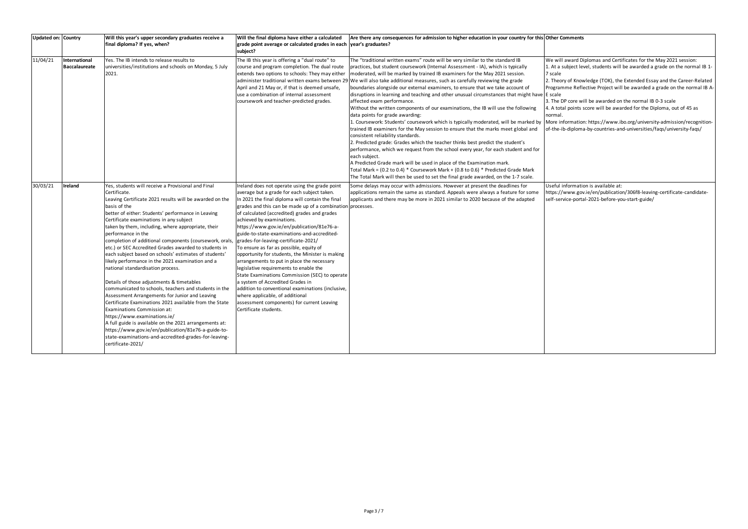| Updated on: | Country | Will this year's upper secondary graduates receive a final diploma? If yes, when? | Will the final diploma have either a calculated grade point average or calculated grades in each subject? | Are there any consequences for admission to higher education in your country for this year's graduates? | Other Comments |
|---|---|---|---|---|---|
| 11/04/21 | **International Baccalaureate** | Yes. The IB intends to release results to universities/institutions and schools on Monday, 5 July 2021. | The IB this year is offering a "dual route" to course and program completion. The dual route extends two options to schools: They may either administer traditional written exams between 29 April and 21 May or, if that is deemed unsafe, use a combination of internal assessment coursework and teacher-predicted grades. | The "traditional written exams" route will be very similar to the standard IB practices, but student coursework (Internal Assessment - IA), which is typically moderated, will be marked by trained IB examiners for the May 2021 session.<br>We will also take additional measures, such as carefully reviewing the grade boundaries alongside our external examiners, to ensure that we take account of disruptions in learning and teaching and other unusual circumstances that might have affected exam performance.<br>Without the written components of our examinations, the IB will use the following data points for grade awarding:<br>1. Coursework: Students' coursework which is typically moderated, will be marked by trained IB examiners for the May session to ensure that the marks meet global and consistent reliability standards.<br>2. Predicted grade: Grades which the teacher thinks best predict the student's performance, which we request from the school every year, for each student and for each subject.<br>A Predicted Grade mark will be used in place of the Examination mark.<br>Total Mark = (0.2 to 0.4) * Coursework Mark + (0.8 to 0.6) * Predicted Grade Mark<br>The Total Mark will then be used to set the final grade awarded, on the 1-7 scale. | We will award Diplomas and Certificates for the May 2021 session:<br>1. At a subject level, students will be awarded a grade on the normal IB 1-7 scale<br>2. Theory of Knowledge (TOK), the Extended Essay and the Career-Related Programme Reflective Project will be awarded a grade on the normal IB A-E scale<br>3. The DP core will be awarded on the normal IB 0-3 scale<br>4. A total points score will be awarded for the Diploma, out of 45 as normal.<br>More information: https://www.ibo.org/university-admission/recognition-of-the-ib-diploma-by-countries-and-universities/faqs/university-faqs/ |
| 30/03/21 | **Ireland** | Yes, students will receive a Provisional and Final Certificate.<br>Leaving Certificate 2021 results will be awarded on the basis of the better of either: Students' performance in Leaving Certificate examinations in any subject taken by them, including, where appropriate, their performance in the completion of additional components (coursework, orals, etc.) or SEC Accredited Grades awarded to students in each subject based on schools' estimates of students' likely performance in the 2021 examination and a national standardisation process.<br><br>Details of those adjustments & timetables communicated to schools, teachers and students in the Assessment Arrangements for Junior and Leaving Certificate Examinations 2021 available from the State Examinations Commission at: https://www.examinations.ie/<br>A full guide is available on the 2021 arrangements at: https://www.gov.ie/en/publication/81e76-a-guide-to-state-examinations-and-accredited-grades-for-leaving-certificate-2021/ | Ireland does not operate using the grade point average but a grade for each subject taken.<br>In 2021 the final diploma will contain the final grades and this can be made up of a combination of calculated (accredited) grades and grades achieved by examinations.<br>https://www.gov.ie/en/publication/81e76-a-guide-to-state-examinations-and-accredited-grades-for-leaving-certificate-2021/<br>To ensure as far as possible, equity of opportunity for students, the Minister is making arrangements to put in place the necessary legislative requirements to enable the State Examinations Commission (SEC) to operate a system of Accredited Grades in addition to conventional examinations (inclusive, where applicable, of additional assessment components) for current Leaving Certificate students. | Some delays may occur with admissions. However at present the deadlines for applications remain the same as standard. Appeals were always a feature for some applicants and there may be more in 2021 similar to 2020 because of the adapted processes. | Useful information is available at: https://www.gov.ie/en/publication/306f8-leaving-certificate-candidate-self-service-portal-2021-before-you-start-guide/ |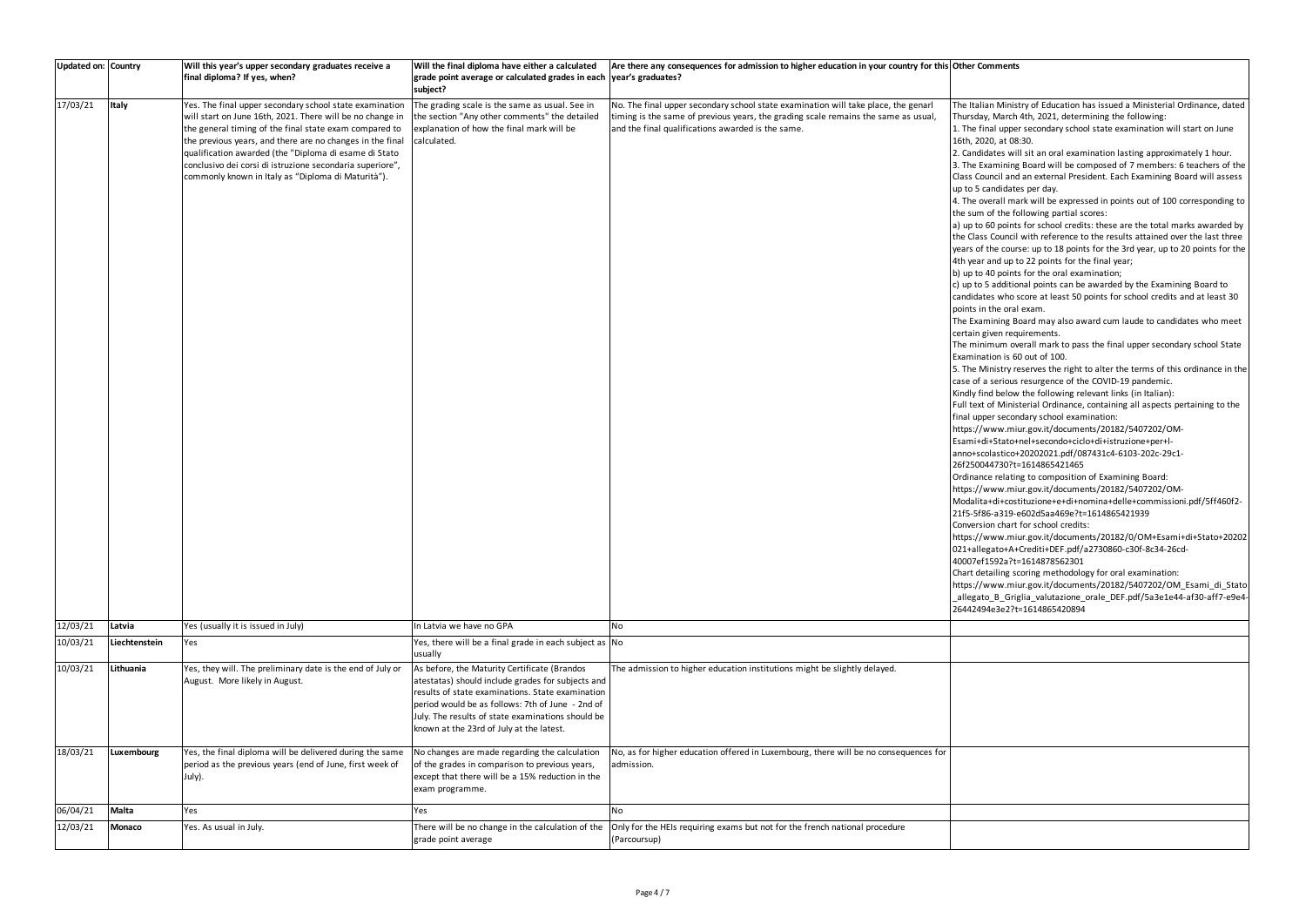| Updated on: | Country | Will this year's upper secondary graduates receive a final diploma? If yes, when? | Will the final diploma have either a calculated grade point average or calculated grades in each subject? | Are there any consequences for admission to higher education in your country for this year's graduates? | Other Comments |
|---|---|---|---|---|---|
| 17/03/21 | Italy | Yes. The final upper secondary school state examination will start on June 16th, 2021. There will be no change in the general timing of the final state exam compared to the previous years, and there are no changes in the final qualification awarded (the "Diploma di esame di Stato conclusivo dei corsi di istruzione secondaria superiore", commonly known in Italy as "Diploma di Maturità"). | The grading scale is the same as usual. See in the section "Any other comments" the detailed explanation of how the final mark will be calculated. | No. The final upper secondary school state examination will take place, the genarl timing is the same of previous years, the grading scale remains the same as usual, and the final qualifications awarded is the same. | The Italian Ministry of Education has issued a Ministerial Ordinance, dated Thursday, March 4th, 2021, determining the following:<br>1. The final upper secondary school state examination will start on June 16th, 2020, at 08:30.<br>2. Candidates will sit an oral examination lasting approximately 1 hour.<br>3. The Examining Board will be composed of 7 members: 6 teachers of the Class Council and an external President. Each Examining Board will assess up to 5 candidates per day.<br>4. The overall mark will be expressed in points out of 100 corresponding to the sum of the following partial scores:<br>a) up to 60 points for school credits: these are the total marks awarded by the Class Council with reference to the results attained over the last three years of the course: up to 18 points for the 3rd year, up to 20 points for the 4th year and up to 22 points for the final year;<br>b) up to 40 points for the oral examination;<br>c) up to 5 additional points can be awarded by the Examining Board to candidates who score at least 50 points for school credits and at least 30 points in the oral exam.<br>The Examining Board may also award cum laude to candidates who meet certain given requirements.<br>The minimum overall mark to pass the final upper secondary school State Examination is 60 out of 100.<br>5. The Ministry reserves the right to alter the terms of this ordinance in the case of a serious resurgence of the COVID-19 pandemic.<br>Kindly find below the following relevant links (in Italian):<br>Full text of Ministerial Ordinance, containing all aspects pertaining to the final upper secondary school examination:<br>https://www.miur.gov.it/documents/20182/5407202/OM-Esami+di+Stato+nel+secondo+ciclo+di+istruzione+per+l-anno+scolastico+20202021.pdf/087431c4-6103-202c-29c1-26f250044730?t=1614865421465<br>Ordinance relating to composition of Examining Board:<br>https://www.miur.gov.it/documents/20182/5407202/OM-Modalita+di+costituzione+e+di+nomina+delle+commissioni.pdf/5ff460f2-21f5-5f86-a319-e602d5aa469e?t=1614865421939<br>Conversion chart for school credits:<br>https://www.miur.gov.it/documents/20182/0/OM+Esami+di+Stato+20202021+allegato+A+Crediti+DEF.pdf/a2730860-c30f-8c34-26cd-40007ef1592a?t=1614878562301<br>Chart detailing scoring methodology for oral examination:<br>https://www.miur.gov.it/documents/20182/5407202/OM_Esami_di_Stato_allegato_B_Griglia_valutazione_orale_DEF.pdf/5a3e1e44-af30-aff7-e9e4-26442494e3e2?t=1614865420894 |
| 12/03/21 | Latvia | Yes (usually it is issued in July) | In Latvia we have no GPA | No | |
| 10/03/21 | Liechtenstein | Yes | Yes, there will be a final grade in each subject as usually | No | |
| 10/03/21 | Lithuania | Yes, they will. The preliminary date is the end of July or August. More likely in August. | As before, the Maturity Certificate (Brandos atestatas) should include grades for subjects and results of state examinations. State examination period would be as follows: 7th of June - 2nd of July. The results of state examinations should be known at the 23rd of July at the latest. | The admission to higher education institutions might be slightly delayed. | |
| 18/03/21 | Luxembourg | Yes, the final diploma will be delivered during the same period as the previous years (end of June, first week of July). | No changes are made regarding the calculation of the grades in comparison to previous years, except that there will be a 15% reduction in the exam programme. | No, as for higher education offered in Luxembourg, there will be no consequences for admission. | |
| 06/04/21 | Malta | Yes | Yes | No | |
| 12/03/21 | Monaco | Yes. As usual in July. | There will be no change in the calculation of the grade point average | Only for the HEIs requiring exams but not for the french national procedure (Parcoursup) | |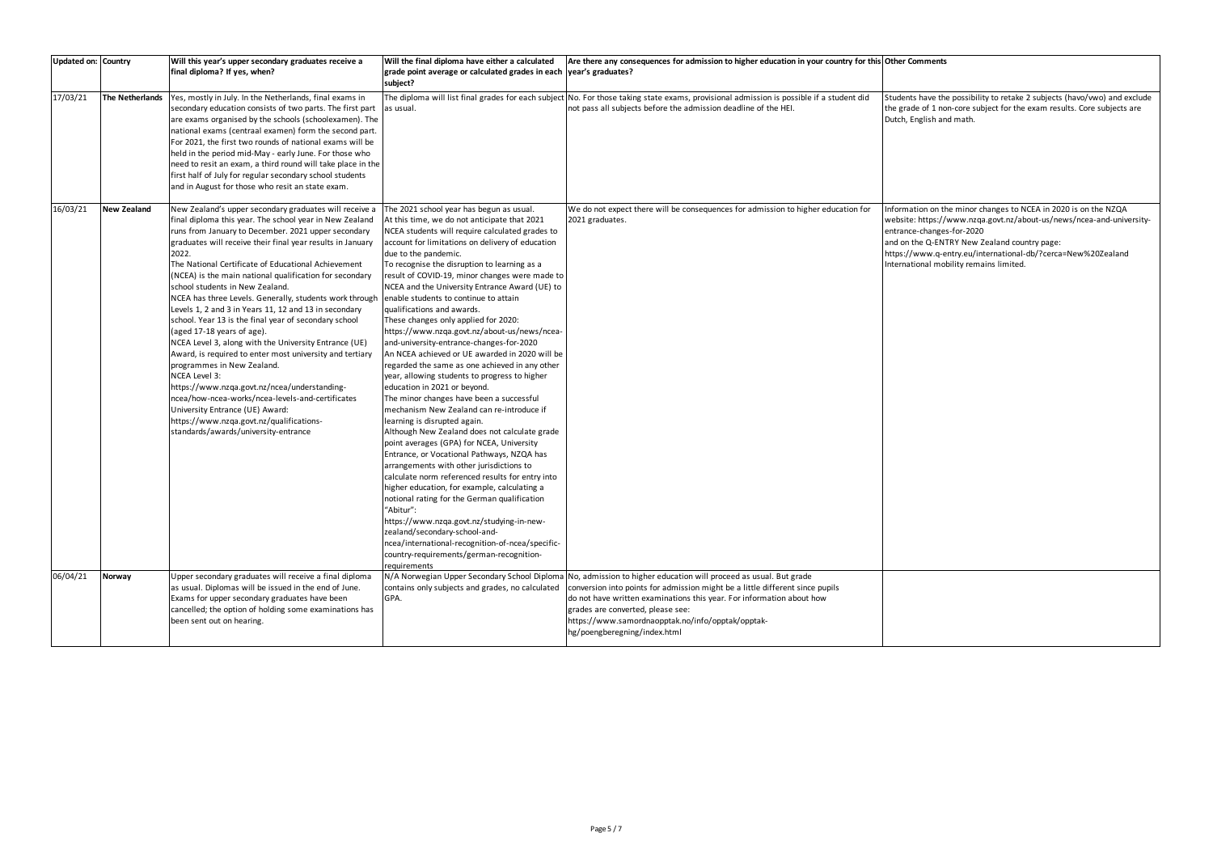| Updated on: | Country | Will this year's upper secondary graduates receive a final diploma? If yes, when? | Will the final diploma have either a calculated grade point average or calculated grades in each subject? | Are there any consequences for admission to higher education in your country for this year's graduates? | Other Comments |
|---|---|---|---|---|---|
| 17/03/21 | **The Netherlands** | Yes, mostly in July. In the Netherlands, final exams in secondary education consists of two parts. The first part are exams organised by the schools (schoolexamen). The national exams (centraal examen) form the second part. For 2021, the first two rounds of national exams will be held in the period mid-May - early June. For those who need to resit an exam, a third round will take place in the first half of July for regular secondary school students and in August for those who resit an state exam. | The diploma will list final grades for each subject as usual. | No. For those taking state exams, provisional admission is possible if a student did not pass all subjects before the admission deadline of the HEI. | Students have the possibility to retake 2 subjects (havo/vwo) and exclude the grade of 1 non-core subject for the exam results. Core subjects are Dutch, English and math. |
| 16/03/21 | **New Zealand** | New Zealand's upper secondary graduates will receive a final diploma this year. The school year in New Zealand runs from January to December. 2021 upper secondary graduates will receive their final year results in January 2022.<br>The National Certificate of Educational Achievement (NCEA) is the main national qualification for secondary school students in New Zealand.<br>NCEA has three Levels. Generally, students work through Levels 1, 2 and 3 in Years 11, 12 and 13 in secondary school. Year 13 is the final year of secondary school (aged 17-18 years of age).<br>NCEA Level 3, along with the University Entrance (UE) Award, is required to enter most university and tertiary programmes in New Zealand.<br>NCEA Level 3:<br>https://www.nzqa.govt.nz/ncea/understanding-ncea/how-ncea-works/ncea-levels-and-certificates<br>University Entrance (UE) Award:<br>https://www.nzqa.govt.nz/qualifications-standards/awards/university-entrance | The 2021 school year has begun as usual.<br>At this time, we do not anticipate that 2021 NCEA students will require calculated grades to account for limitations on delivery of education due to the pandemic.<br>To recognise the disruption to learning as a result of COVID-19, minor changes were made to NCEA and the University Entrance Award (UE) to enable students to continue to attain qualifications and awards.<br>These changes only applied for 2020:<br>https://www.nzqa.govt.nz/about-us/news/ncea-and-university-entrance-changes-for-2020<br>An NCEA achieved or UE awarded in 2020 will be regarded the same as one achieved in any other year, allowing students to progress to higher education in 2021 or beyond.<br>The minor changes have been a successful mechanism New Zealand can re-introduce if learning is disrupted again.<br>Although New Zealand does not calculate grade point averages (GPA) for NCEA, University Entrance, or Vocational Pathways, NZQA has arrangements with other jurisdictions to calculate norm referenced results for entry into higher education, for example, calculating a notional rating for the German qualification "Abitur":<br>https://www.nzqa.govt.nz/studying-in-new-zealand/secondary-school-and-ncea/international-recognition-of-ncea/specific-country-requirements/german-recognition-requirements | We do not expect there will be consequences for admission to higher education for 2021 graduates. | Information on the minor changes to NCEA in 2020 is on the NZQA website: https://www.nzqa.govt.nz/about-us/news/ncea-and-university-entrance-changes-for-2020<br>and on the Q-ENTRY New Zealand country page:<br>https://www.q-entry.eu/international-db/?cerca=New%20Zealand<br>International mobility remains limited. |
| 06/04/21 | **Norway** | Upper secondary graduates will receive a final diploma as usual. Diplomas will be issued in the end of June. Exams for upper secondary graduates have been cancelled; the option of holding some examinations has been sent out on hearing. | N/A Norwegian Upper Secondary School Diploma contains only subjects and grades, no calculated GPA. | No, admission to higher education will proceed as usual. But grade conversion into points for admission might be a little different since pupils do not have written examinations this year. For information about how grades are converted, please see:<br>https://www.samordnaopptak.no/info/opptak/opptak-hg/poengberegning/index.html | |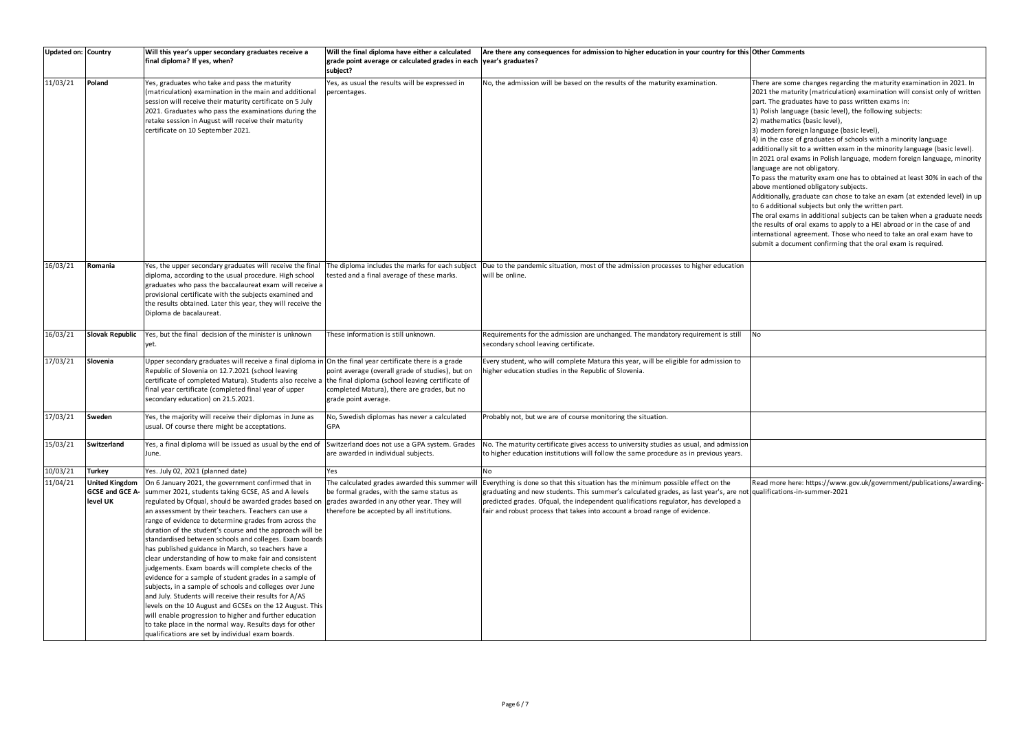| Updated on: | Country | Will this year's upper secondary graduates receive a final diploma? If yes, when? | Will the final diploma have either a calculated grade point average or calculated grades in each subject? | Are there any consequences for admission to higher education in your country for this year's graduates? | Other Comments |
|---|---|---|---|---|---|
| 11/03/21 | **Poland** | Yes, graduates who take and pass the maturity (matriculation) examination in the main and additional session will receive their maturity certificate on 5 July 2021. Graduates who pass the examinations during the retake session in August will receive their maturity certificate on 10 September 2021. | Yes, as usual the results will be expressed in percentages. | No, the admission will be based on the results of the maturity examination. | There are some changes regarding the maturity examination in 2021. In 2021 the maturity (matriculation) examination will consist only of written part. The graduates have to pass written exams in: 1) Polish language (basic level), the following subjects: 2) mathematics (basic level), 3) modern foreign language (basic level), 4) in the case of graduates of schools with a minority language additionally sit to a written exam in the minority language (basic level). In 2021 oral exams in Polish language, modern foreign language, minority language are not obligatory. To pass the maturity exam one has to obtained at least 30% in each of the above mentioned obligatory subjects. Additionally, graduate can chose to take an exam (at extended level) in up to 6 additional subjects but only the written part. The oral exams in additional subjects can be taken when a graduate needs the results of oral exams to apply to a HEI abroad or in the case of and international agreement. Those who need to take an oral exam have to submit a document confirming that the oral exam is required. |
| 16/03/21 | **Romania** | Yes, the upper secondary graduates will receive the final diploma, according to the usual procedure. High school graduates who pass the baccalaureat exam will receive a provisional certificate with the subjects examined and the results obtained. Later this year, they will receive the Diploma de bacalaureat. | The diploma includes the marks for each subject tested and a final average of these marks. | Due to the pandemic situation, most of the admission processes to higher education will be online. | |
| 16/03/21 | **Slovak Republic** | Yes, but the final decision of the minister is unknown yet. | These information is still unknown. | Requirements for the admission are unchanged. The mandatory requirement is still secondary school leaving certificate. | No |
| 17/03/21 | **Slovenia** | Upper secondary graduates will receive a final diploma in Republic of Slovenia on 12.7.2021 (school leaving certificate of completed Matura). Students also receive a final year certificate (completed final year of upper secondary education) on 21.5.2021. | On the final year certificate there is a grade point average (overall grade of studies), but on the final diploma (school leaving certificate of completed Matura), there are grades, but no grade point average. | Every student, who will complete Matura this year, will be eligible for admission to higher education studies in the Republic of Slovenia. | |
| 17/03/21 | **Sweden** | Yes, the majority will receive their diplomas in June as usual. Of course there might be acceptations. | No, Swedish diplomas has never a calculated GPA | Probably not, but we are of course monitoring the situation. | |
| 15/03/21 | **Switzerland** | Yes, a final diploma will be issued as usual by the end of June. | Switzerland does not use a GPA system. Grades are awarded in individual subjects. | No. The maturity certificate gives access to university studies as usual, and admission to higher education institutions will follow the same procedure as in previous years. | |
| 10/03/21 | **Turkey** | Yes. July 02, 2021 (planned date) | Yes | No | |
| 11/04/21 | **United Kingdom GCSE and GCE A-level UK** | On 6 January 2021, the government confirmed that in summer 2021, students taking GCSE, AS and A levels regulated by Ofqual, should be awarded grades based on an assessment by their teachers. Teachers can use a range of evidence to determine grades from across the duration of the student's course and the approach will be standardised between schools and colleges. Exam boards has published guidance in March, so teachers have a clear understanding of how to make fair and consistent judgements. Exam boards will complete checks of the evidence for a sample of student grades in a sample of subjects, in a sample of schools and colleges over June and July. Students will receive their results for A/AS levels on the 10 August and GCSEs on the 12 August. This will enable progression to higher and further education to take place in the normal way. Results days for other qualifications are set by individual exam boards. | The calculated grades awarded this summer will be formal grades, with the same status as grades awarded in any other year. They will therefore be accepted by all institutions. | Everything is done so that this situation has the minimum possible effect on the graduating and new students. This summer's calculated grades, as last year's, are not predicted grades. Ofqual, the independent qualifications regulator, has developed a fair and robust process that takes into account a broad range of evidence. | Read more here: https://www.gov.uk/government/publications/awarding-qualifications-in-summer-2021 |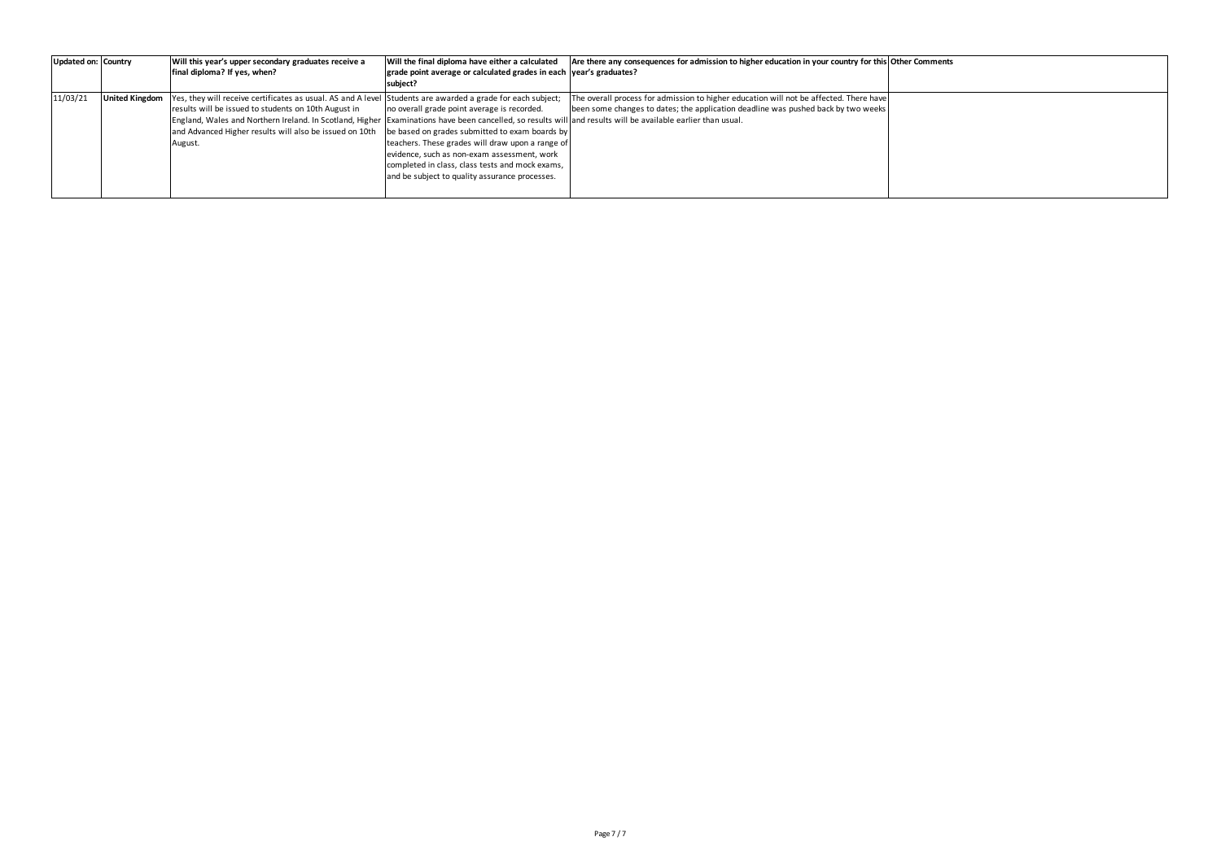| Updated on: | Country | Will this year's upper secondary graduates receive a final diploma? If yes, when? | Will the final diploma have either a calculated grade point average or calculated grades in each subject? | Are there any consequences for admission to higher education in your country for this year's graduates? | Other Comments |
|---|---|---|---|---|---|
| 11/03/21 | **United Kingdom** | Yes, they will receive certificates as usual. AS and A level results will be issued to students on 10th August in England, Wales and Northern Ireland. In Scotland, Higher and Advanced Higher results will also be issued on 10th August. | Students are awarded a grade for each subject; no overall grade point average is recorded. Examinations have been cancelled, so results will be based on grades submitted to exam boards by teachers. These grades will draw upon a range of evidence, such as non-exam assessment, work completed in class, class tests and mock exams, and be subject to quality assurance processes. | The overall process for admission to higher education will not be affected. There have been some changes to dates; the application deadline was pushed back by two weeks and results will be available earlier than usual. | |